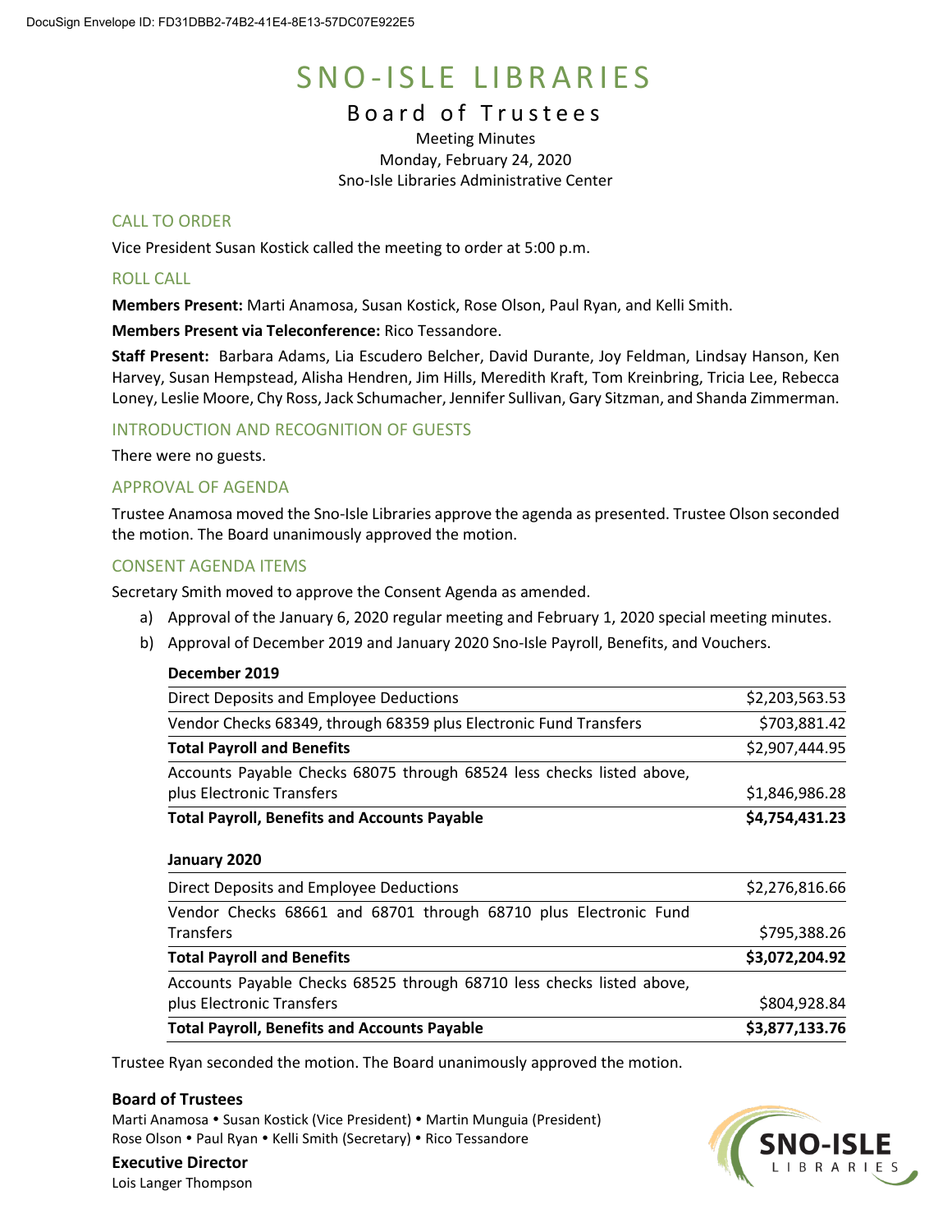# SNO-ISLE LIBRARIES

## Board of Trustees

Meeting Minutes
Monday, February 24, 2020
Sno-Isle Libraries Administrative Center

### CALL TO ORDER

Vice President Susan Kostick called the meeting to order at 5:00 p.m.

### ROLL CALL

**Members Present:** Marti Anamosa, Susan Kostick, Rose Olson, Paul Ryan, and Kelli Smith.

**Members Present via Teleconference:** Rico Tessandore.

**Staff Present:** Barbara Adams, Lia Escudero Belcher, David Durante, Joy Feldman, Lindsay Hanson, Ken Harvey, Susan Hempstead, Alisha Hendren, Jim Hills, Meredith Kraft, Tom Kreinbring, Tricia Lee, Rebecca Loney, Leslie Moore, Chy Ross, Jack Schumacher, Jennifer Sullivan, Gary Sitzman, and Shanda Zimmerman.

### INTRODUCTION AND RECOGNITION OF GUESTS

There were no guests.

### APPROVAL OF AGENDA

Trustee Anamosa moved the Sno-Isle Libraries approve the agenda as presented. Trustee Olson seconded the motion. The Board unanimously approved the motion.

### CONSENT AGENDA ITEMS

Secretary Smith moved to approve the Consent Agenda as amended.

a) Approval of the January 6, 2020 regular meeting and February 1, 2020 special meeting minutes.

b) Approval of December 2019 and January 2020 Sno-Isle Payroll, Benefits, and Vouchers.

**December 2019**

| | |
|---|---|
| Direct Deposits and Employee Deductions | $2,203,563.53 |
| Vendor Checks 68349, through 68359 plus Electronic Fund Transfers | $703,881.42 |
| **Total Payroll and Benefits** | $2,907,444.95 |
| Accounts Payable Checks 68075 through 68524 less checks listed above, plus Electronic Transfers | $1,846,986.28 |
| **Total Payroll, Benefits and Accounts Payable** | **$4,754,431.23** |

**January 2020**

| | |
|---|---|
| Direct Deposits and Employee Deductions | $2,276,816.66 |
| Vendor Checks 68661 and 68701 through 68710 plus Electronic Fund Transfers | $795,388.26 |
| **Total Payroll and Benefits** | **$3,072,204.92** |
| Accounts Payable Checks 68525 through 68710 less checks listed above, plus Electronic Transfers | $804,928.84 |
| **Total Payroll, Benefits and Accounts Payable** | **$3,877,133.76** |

Trustee Ryan seconded the motion. The Board unanimously approved the motion.

**Board of Trustees**
Marti Anamosa • Susan Kostick (Vice President) • Martin Munguia (President)
Rose Olson • Paul Ryan • Kelli Smith (Secretary) • Rico Tessandore

**Executive Director**
Lois Langer Thompson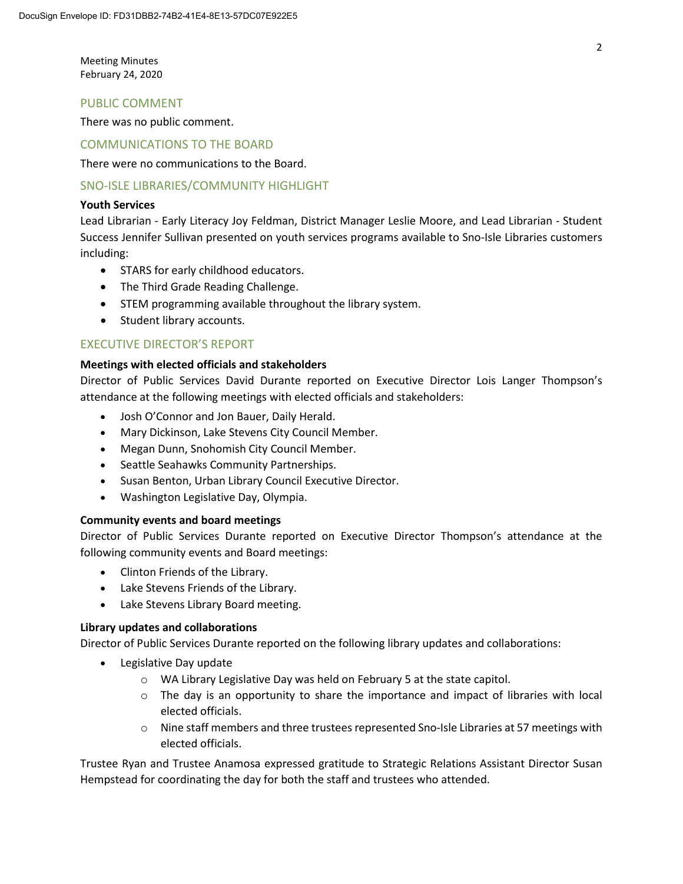Meeting Minutes
February 24, 2020

## PUBLIC COMMENT

There was no public comment.

## COMMUNICATIONS TO THE BOARD

There were no communications to the Board.

## SNO-ISLE LIBRARIES/COMMUNITY HIGHLIGHT

**Youth Services**

Lead Librarian - Early Literacy Joy Feldman, District Manager Leslie Moore, and Lead Librarian - Student Success Jennifer Sullivan presented on youth services programs available to Sno-Isle Libraries customers including:

- STARS for early childhood educators.
- The Third Grade Reading Challenge.
- STEM programming available throughout the library system.
- Student library accounts.

## EXECUTIVE DIRECTOR'S REPORT

**Meetings with elected officials and stakeholders**

Director of Public Services David Durante reported on Executive Director Lois Langer Thompson's attendance at the following meetings with elected officials and stakeholders:

- Josh O'Connor and Jon Bauer, Daily Herald.
- Mary Dickinson, Lake Stevens City Council Member.
- Megan Dunn, Snohomish City Council Member.
- Seattle Seahawks Community Partnerships.
- Susan Benton, Urban Library Council Executive Director.
- Washington Legislative Day, Olympia.

**Community events and board meetings**

Director of Public Services Durante reported on Executive Director Thompson's attendance at the following community events and Board meetings:

- Clinton Friends of the Library.
- Lake Stevens Friends of the Library.
- Lake Stevens Library Board meeting.

**Library updates and collaborations**

Director of Public Services Durante reported on the following library updates and collaborations:

- Legislative Day update
    - WA Library Legislative Day was held on February 5 at the state capitol.
    - The day is an opportunity to share the importance and impact of libraries with local elected officials.
    - Nine staff members and three trustees represented Sno-Isle Libraries at 57 meetings with elected officials.

Trustee Ryan and Trustee Anamosa expressed gratitude to Strategic Relations Assistant Director Susan Hempstead for coordinating the day for both the staff and trustees who attended.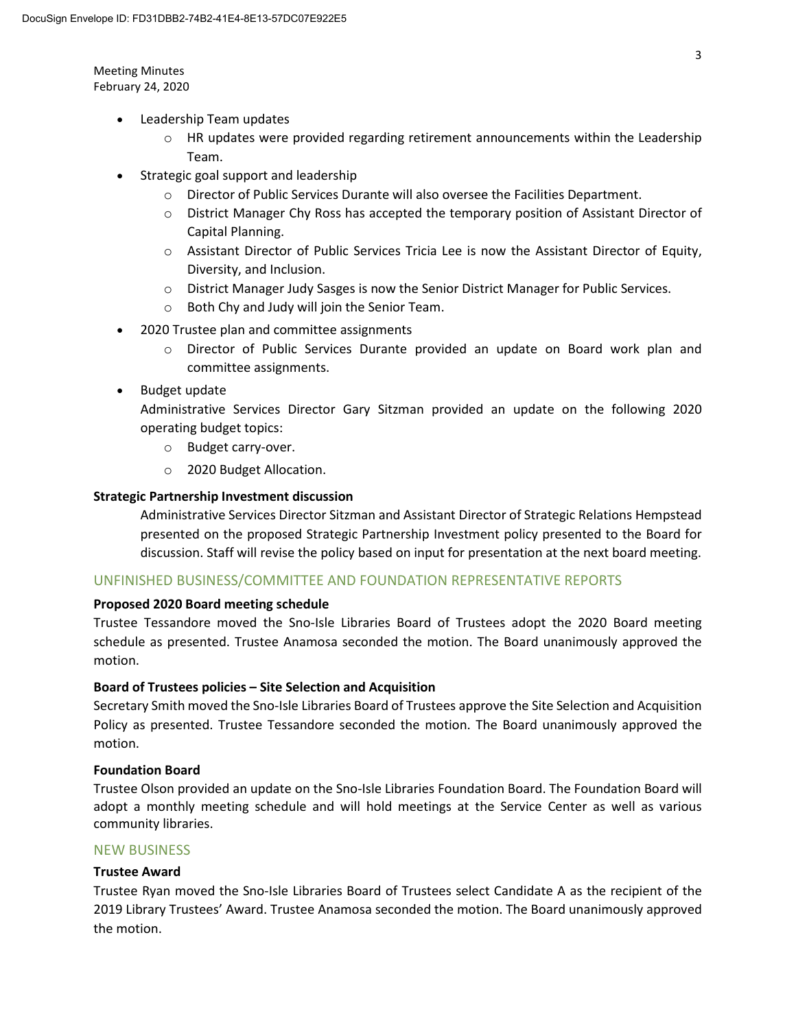- Leadership Team updates
  - HR updates were provided regarding retirement announcements within the Leadership Team.
- Strategic goal support and leadership
  - Director of Public Services Durante will also oversee the Facilities Department.
  - District Manager Chy Ross has accepted the temporary position of Assistant Director of Capital Planning.
  - Assistant Director of Public Services Tricia Lee is now the Assistant Director of Equity, Diversity, and Inclusion.
  - District Manager Judy Sasges is now the Senior District Manager for Public Services.
  - Both Chy and Judy will join the Senior Team.
- 2020 Trustee plan and committee assignments
  - Director of Public Services Durante provided an update on Board work plan and committee assignments.
- Budget update

  Administrative Services Director Gary Sitzman provided an update on the following 2020 operating budget topics:
  - Budget carry-over.
  - 2020 Budget Allocation.

**Strategic Partnership Investment discussion**

Administrative Services Director Sitzman and Assistant Director of Strategic Relations Hempstead presented on the proposed Strategic Partnership Investment policy presented to the Board for discussion. Staff will revise the policy based on input for presentation at the next board meeting.

## UNFINISHED BUSINESS/COMMITTEE AND FOUNDATION REPRESENTATIVE REPORTS

**Proposed 2020 Board meeting schedule**

Trustee Tessandore moved the Sno-Isle Libraries Board of Trustees adopt the 2020 Board meeting schedule as presented. Trustee Anamosa seconded the motion. The Board unanimously approved the motion.

**Board of Trustees policies – Site Selection and Acquisition**

Secretary Smith moved the Sno-Isle Libraries Board of Trustees approve the Site Selection and Acquisition Policy as presented. Trustee Tessandore seconded the motion. The Board unanimously approved the motion.

**Foundation Board**

Trustee Olson provided an update on the Sno-Isle Libraries Foundation Board. The Foundation Board will adopt a monthly meeting schedule and will hold meetings at the Service Center as well as various community libraries.

## NEW BUSINESS

**Trustee Award**

Trustee Ryan moved the Sno-Isle Libraries Board of Trustees select Candidate A as the recipient of the 2019 Library Trustees' Award. Trustee Anamosa seconded the motion. The Board unanimously approved the motion.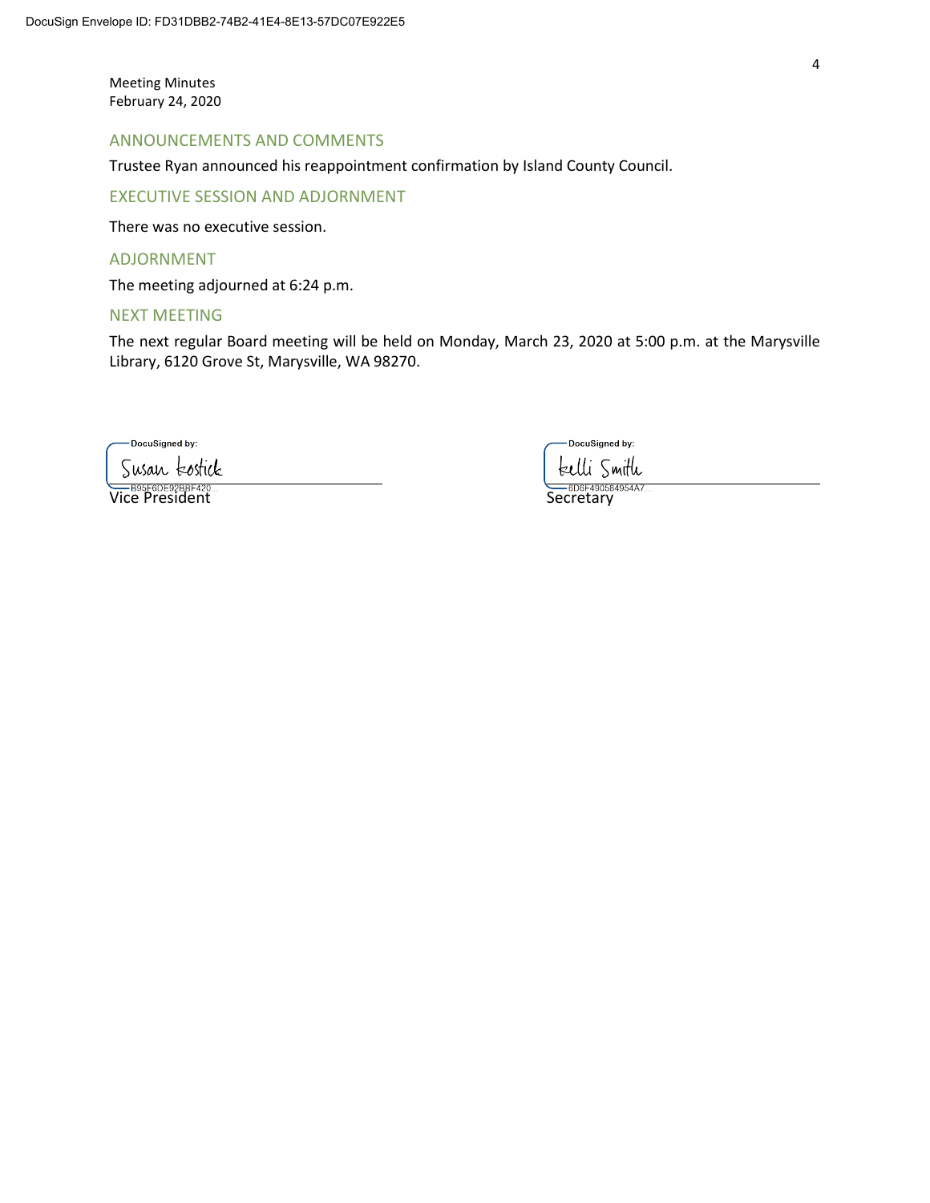Meeting Minutes
February 24, 2020

## ANNOUNCEMENTS AND COMMENTS

Trustee Ryan announced his reappointment confirmation by Island County Council.

## EXECUTIVE SESSION AND ADJORNMENT

There was no executive session.

## ADJORNMENT

The meeting adjourned at 6:24 p.m.

## NEXT MEETING

The next regular Board meeting will be held on Monday, March 23, 2020 at 5:00 p.m. at the Marysville Library, 6120 Grove St, Marysville, WA 98270.

DocuSigned by:
Susan Kostick
B95E6DE92BBF420...
Vice President

DocuSigned by:
Kelli Smith
6D6F490584954A7...
Secretary